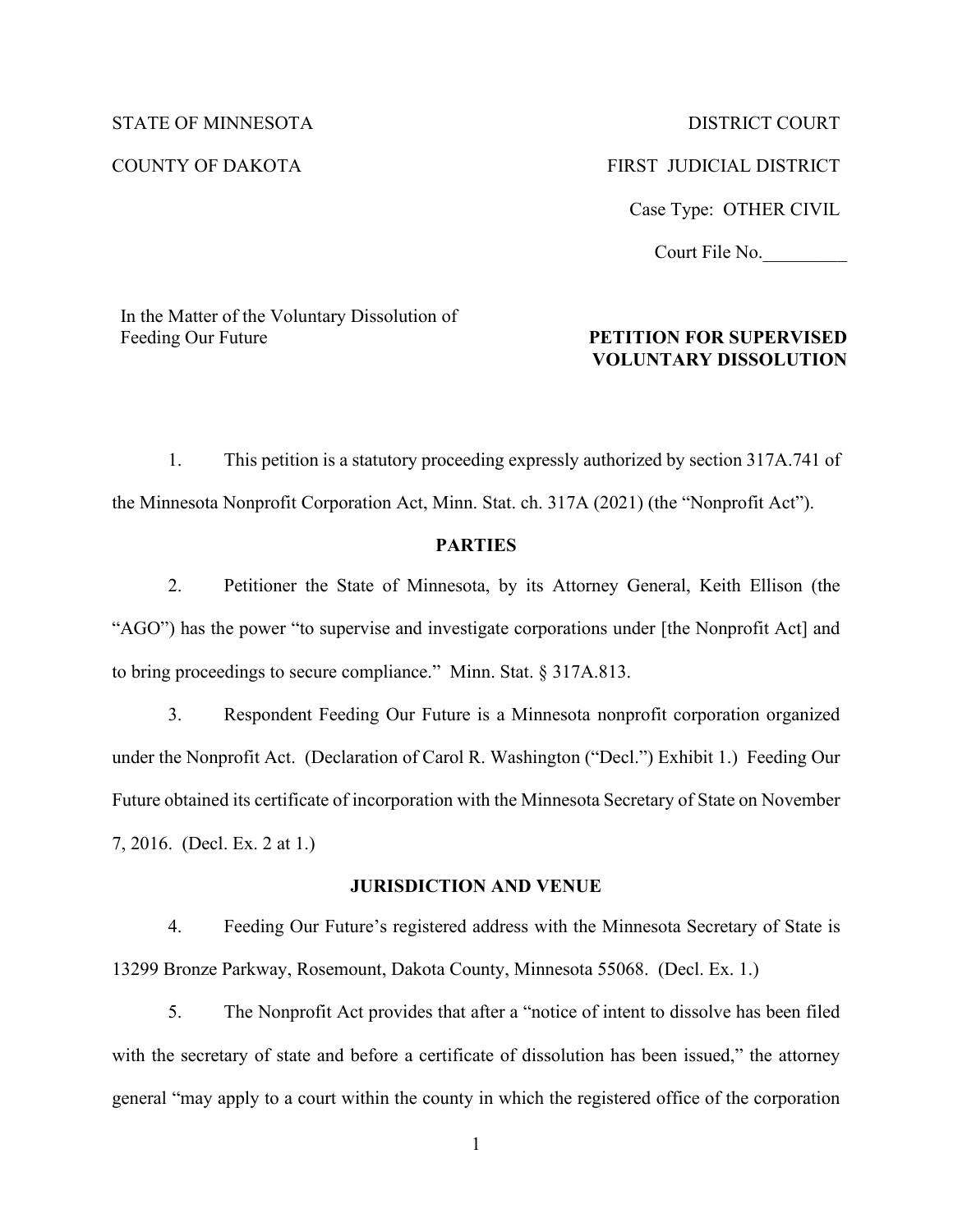STATE OF MINNESOTA DISTRICT COURT

COUNTY OF DAKOTA FIRST JUDICIAL DISTRICT

Case Type: OTHER CIVIL

Court File No.\_\_\_\_\_\_\_\_\_

In the Matter of the Voluntary Dissolution of Feeding Our Future

**PETITION FOR SUPERVISED VOLUNTARY DISSOLUTION**

1. This petition is a statutory proceeding expressly authorized by section 317A.741 of the Minnesota Nonprofit Corporation Act, Minn. Stat. ch. 317A (2021) (the "Nonprofit Act").

## PARTIES

2. Petitioner the State of Minnesota, by its Attorney General, Keith Ellison (the "AGO") has the power "to supervise and investigate corporations under [the Nonprofit Act] and to bring proceedings to secure compliance." Minn. Stat. § 317A.813.

3. Respondent Feeding Our Future is a Minnesota nonprofit corporation organized under the Nonprofit Act. (Declaration of Carol R. Washington ("Decl.") Exhibit 1.) Feeding Our Future obtained its certificate of incorporation with the Minnesota Secretary of State on November 7, 2016. (Decl. Ex. 2 at 1.)

## JURISDICTION AND VENUE

4. Feeding Our Future's registered address with the Minnesota Secretary of State is 13299 Bronze Parkway, Rosemount, Dakota County, Minnesota 55068. (Decl. Ex. 1.)

5. The Nonprofit Act provides that after a "notice of intent to dissolve has been filed with the secretary of state and before a certificate of dissolution has been issued," the attorney general "may apply to a court within the county in which the registered office of the corporation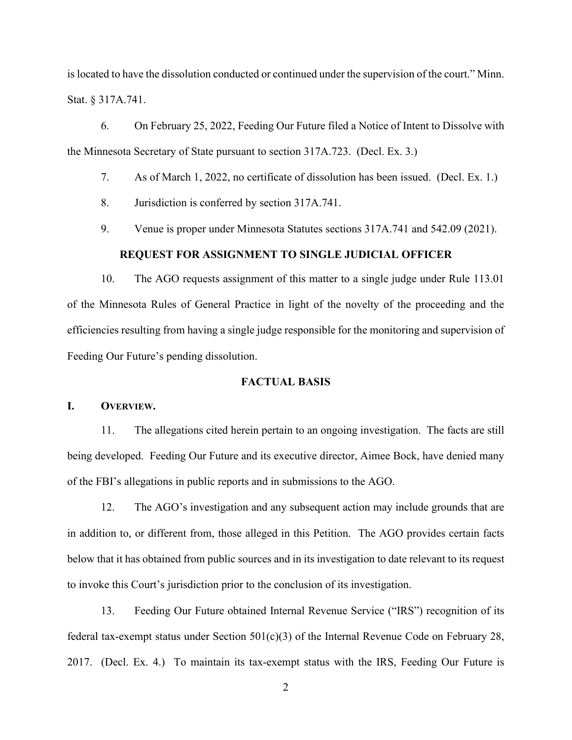is located to have the dissolution conducted or continued under the supervision of the court." Minn. Stat. § 317A.741.

6. On February 25, 2022, Feeding Our Future filed a Notice of Intent to Dissolve with the Minnesota Secretary of State pursuant to section 317A.723. (Decl. Ex. 3.)

7. As of March 1, 2022, no certificate of dissolution has been issued. (Decl. Ex. 1.)

8. Jurisdiction is conferred by section 317A.741.

9. Venue is proper under Minnesota Statutes sections 317A.741 and 542.09 (2021).

## REQUEST FOR ASSIGNMENT TO SINGLE JUDICIAL OFFICER

10. The AGO requests assignment of this matter to a single judge under Rule 113.01 of the Minnesota Rules of General Practice in light of the novelty of the proceeding and the efficiencies resulting from having a single judge responsible for the monitoring and supervision of Feeding Our Future's pending dissolution.

## FACTUAL BASIS

### I. OVERVIEW.

11. The allegations cited herein pertain to an ongoing investigation. The facts are still being developed. Feeding Our Future and its executive director, Aimee Bock, have denied many of the FBI's allegations in public reports and in submissions to the AGO.

12. The AGO's investigation and any subsequent action may include grounds that are in addition to, or different from, those alleged in this Petition. The AGO provides certain facts below that it has obtained from public sources and in its investigation to date relevant to its request to invoke this Court's jurisdiction prior to the conclusion of its investigation.

13. Feeding Our Future obtained Internal Revenue Service ("IRS") recognition of its federal tax-exempt status under Section 501(c)(3) of the Internal Revenue Code on February 28, 2017. (Decl. Ex. 4.) To maintain its tax-exempt status with the IRS, Feeding Our Future is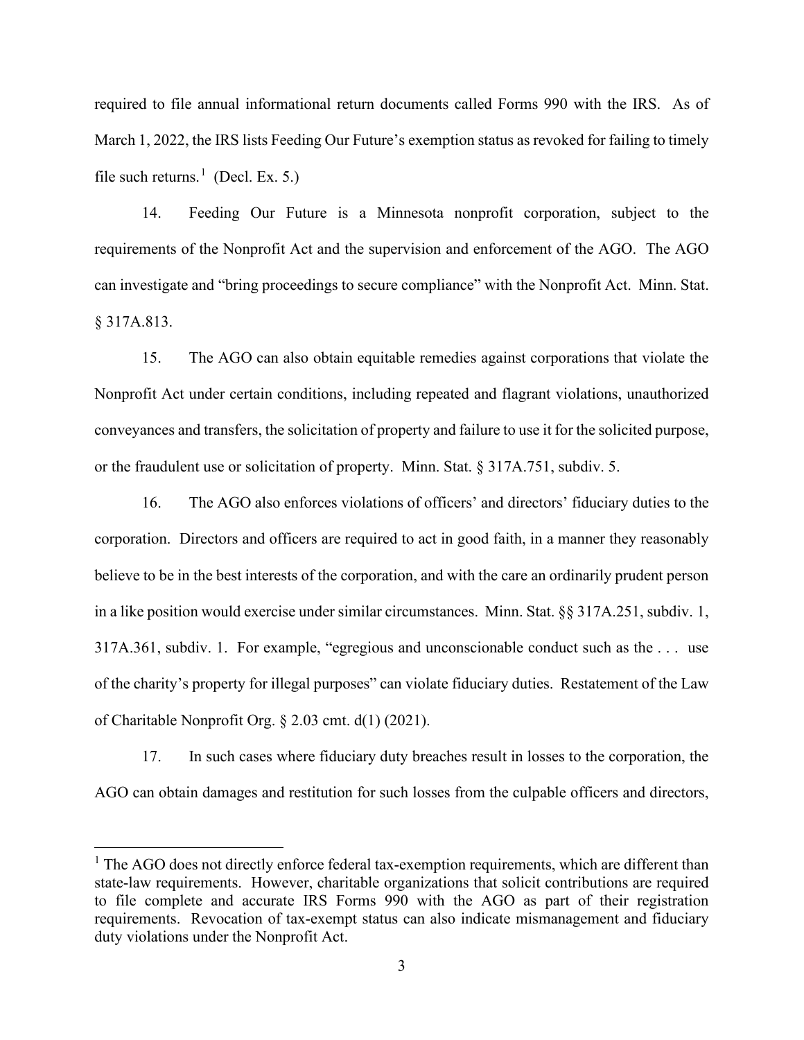required to file annual informational return documents called Forms 990 with the IRS. As of March 1, 2022, the IRS lists Feeding Our Future's exemption status as revoked for failing to timely file such returns.[1] (Decl. Ex. 5.)

14. Feeding Our Future is a Minnesota nonprofit corporation, subject to the requirements of the Nonprofit Act and the supervision and enforcement of the AGO. The AGO can investigate and "bring proceedings to secure compliance" with the Nonprofit Act. Minn. Stat. § 317A.813.

15. The AGO can also obtain equitable remedies against corporations that violate the Nonprofit Act under certain conditions, including repeated and flagrant violations, unauthorized conveyances and transfers, the solicitation of property and failure to use it for the solicited purpose, or the fraudulent use or solicitation of property. Minn. Stat. § 317A.751, subdiv. 5.

16. The AGO also enforces violations of officers' and directors' fiduciary duties to the corporation. Directors and officers are required to act in good faith, in a manner they reasonably believe to be in the best interests of the corporation, and with the care an ordinarily prudent person in a like position would exercise under similar circumstances. Minn. Stat. §§ 317A.251, subdiv. 1, 317A.361, subdiv. 1. For example, "egregious and unconscionable conduct such as the . . . use of the charity's property for illegal purposes" can violate fiduciary duties. Restatement of the Law of Charitable Nonprofit Org. § 2.03 cmt. d(1) (2021).

17. In such cases where fiduciary duty breaches result in losses to the corporation, the AGO can obtain damages and restitution for such losses from the culpable officers and directors,

---

[1] The AGO does not directly enforce federal tax-exemption requirements, which are different than state-law requirements. However, charitable organizations that solicit contributions are required to file complete and accurate IRS Forms 990 with the AGO as part of their registration requirements. Revocation of tax-exempt status can also indicate mismanagement and fiduciary duty violations under the Nonprofit Act.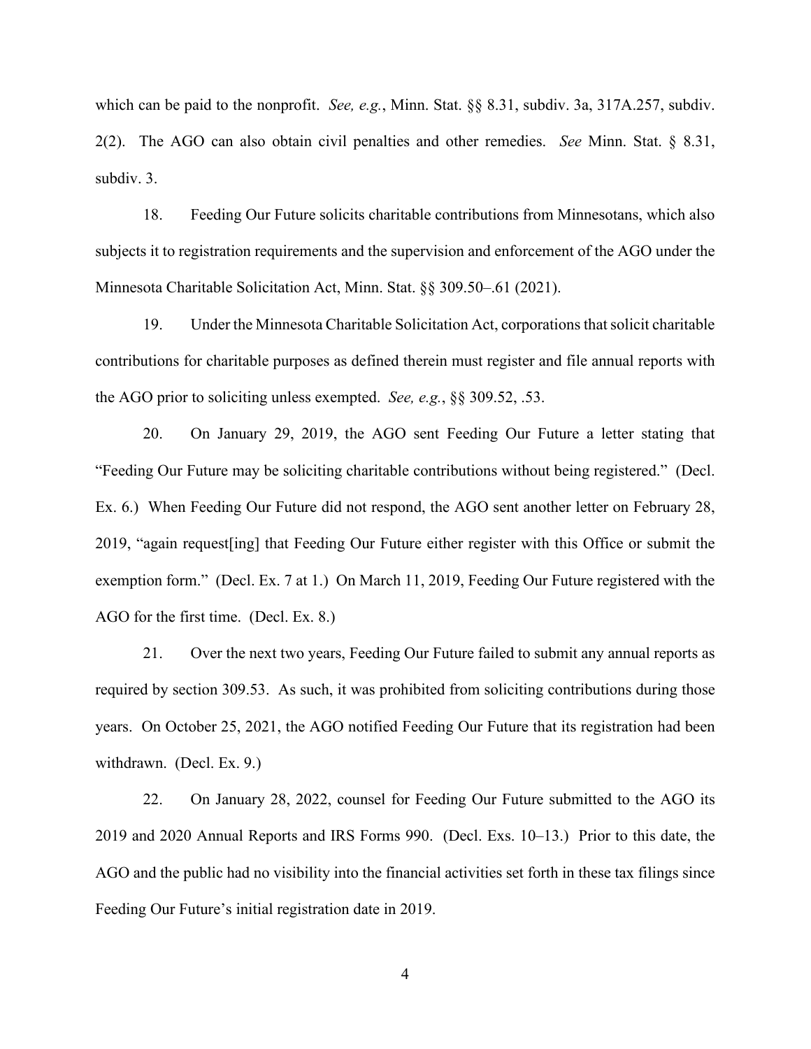which can be paid to the nonprofit. *See, e.g.*, Minn. Stat. §§ 8.31, subdiv. 3a, 317A.257, subdiv. 2(2). The AGO can also obtain civil penalties and other remedies. *See* Minn. Stat. § 8.31, subdiv. 3.

18. Feeding Our Future solicits charitable contributions from Minnesotans, which also subjects it to registration requirements and the supervision and enforcement of the AGO under the Minnesota Charitable Solicitation Act, Minn. Stat. §§ 309.50–.61 (2021).

19. Under the Minnesota Charitable Solicitation Act, corporations that solicit charitable contributions for charitable purposes as defined therein must register and file annual reports with the AGO prior to soliciting unless exempted. *See, e.g.*, §§ 309.52, .53.

20. On January 29, 2019, the AGO sent Feeding Our Future a letter stating that "Feeding Our Future may be soliciting charitable contributions without being registered." (Decl. Ex. 6.) When Feeding Our Future did not respond, the AGO sent another letter on February 28, 2019, "again request[ing] that Feeding Our Future either register with this Office or submit the exemption form." (Decl. Ex. 7 at 1.) On March 11, 2019, Feeding Our Future registered with the AGO for the first time. (Decl. Ex. 8.)

21. Over the next two years, Feeding Our Future failed to submit any annual reports as required by section 309.53. As such, it was prohibited from soliciting contributions during those years. On October 25, 2021, the AGO notified Feeding Our Future that its registration had been withdrawn. (Decl. Ex. 9.)

22. On January 28, 2022, counsel for Feeding Our Future submitted to the AGO its 2019 and 2020 Annual Reports and IRS Forms 990. (Decl. Exs. 10–13.) Prior to this date, the AGO and the public had no visibility into the financial activities set forth in these tax filings since Feeding Our Future's initial registration date in 2019.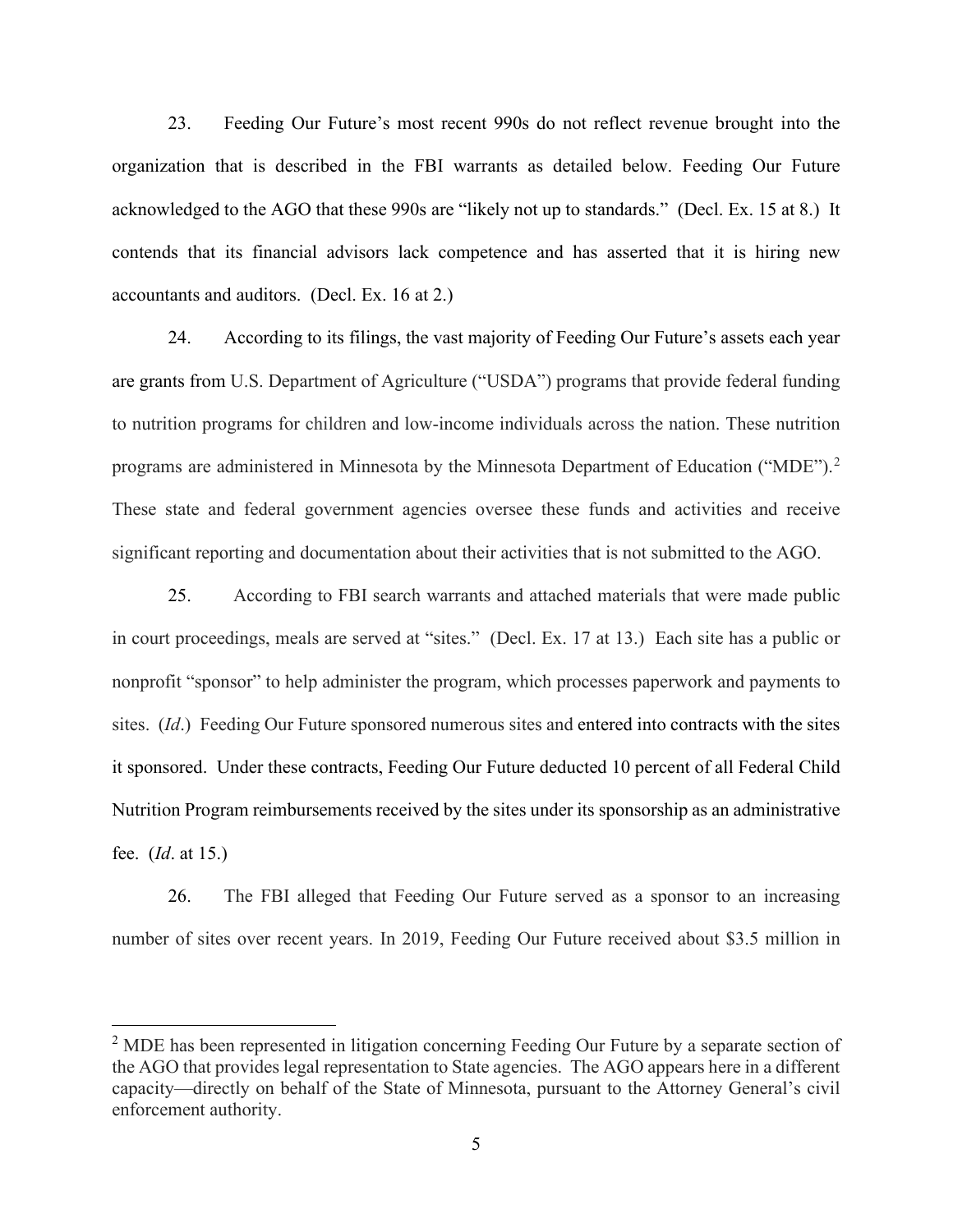23. Feeding Our Future's most recent 990s do not reflect revenue brought into the organization that is described in the FBI warrants as detailed below. Feeding Our Future acknowledged to the AGO that these 990s are "likely not up to standards." (Decl. Ex. 15 at 8.) It contends that its financial advisors lack competence and has asserted that it is hiring new accountants and auditors. (Decl. Ex. 16 at 2.)

24. According to its filings, the vast majority of Feeding Our Future's assets each year are grants from U.S. Department of Agriculture ("USDA") programs that provide federal funding to nutrition programs for children and low-income individuals across the nation. These nutrition programs are administered in Minnesota by the Minnesota Department of Education ("MDE").[2] These state and federal government agencies oversee these funds and activities and receive significant reporting and documentation about their activities that is not submitted to the AGO.

25. According to FBI search warrants and attached materials that were made public in court proceedings, meals are served at "sites." (Decl. Ex. 17 at 13.) Each site has a public or nonprofit "sponsor" to help administer the program, which processes paperwork and payments to sites. (*Id*.) Feeding Our Future sponsored numerous sites and entered into contracts with the sites it sponsored. Under these contracts, Feeding Our Future deducted 10 percent of all Federal Child Nutrition Program reimbursements received by the sites under its sponsorship as an administrative fee. (*Id*. at 15.)

26. The FBI alleged that Feeding Our Future served as a sponsor to an increasing number of sites over recent years. In 2019, Feeding Our Future received about $3.5 million in

---

[2] MDE has been represented in litigation concerning Feeding Our Future by a separate section of the AGO that provides legal representation to State agencies. The AGO appears here in a different capacity—directly on behalf of the State of Minnesota, pursuant to the Attorney General's civil enforcement authority.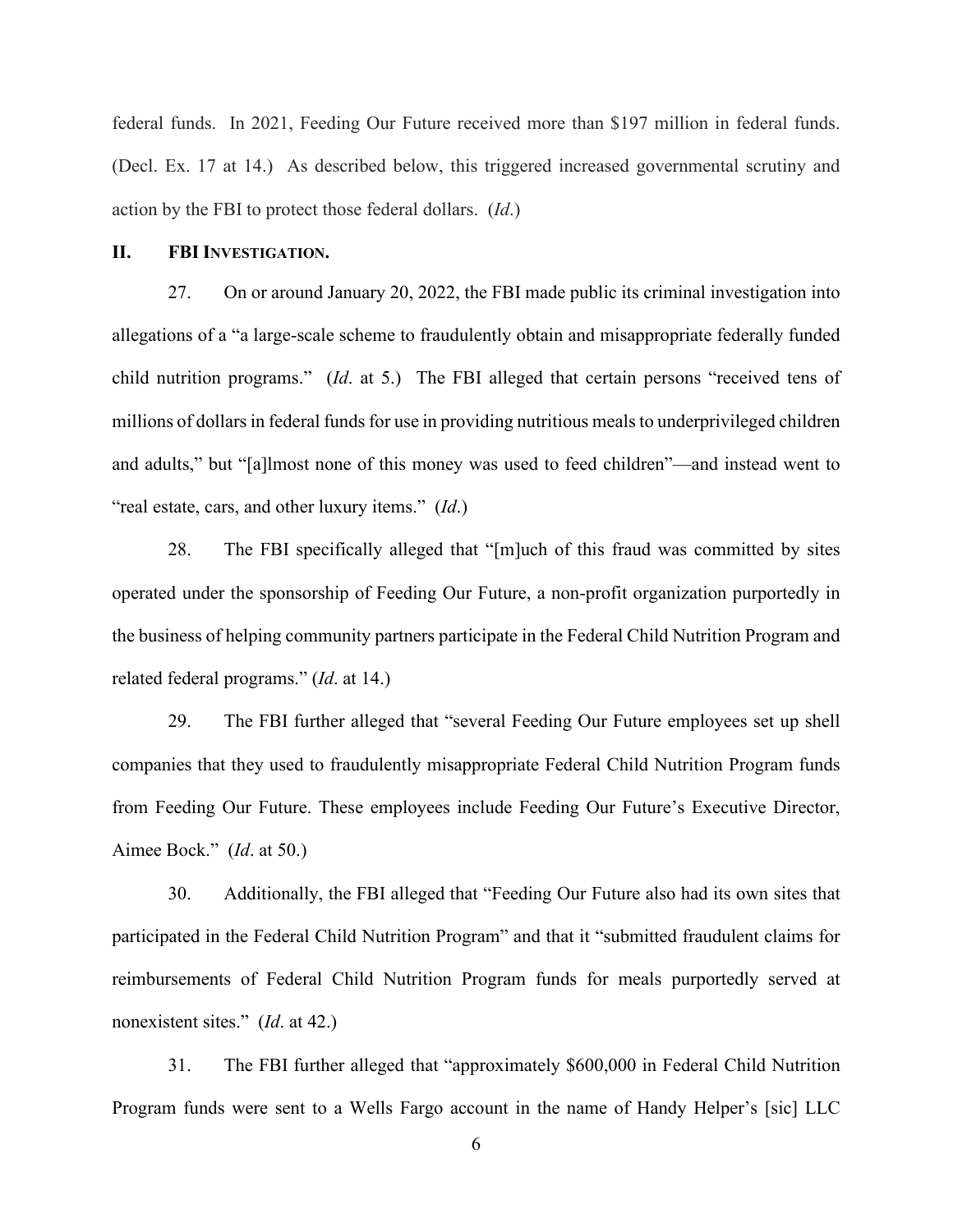federal funds. In 2021, Feeding Our Future received more than $197 million in federal funds. (Decl. Ex. 17 at 14.) As described below, this triggered increased governmental scrutiny and action by the FBI to protect those federal dollars. (*Id*.)

## II. FBI INVESTIGATION.

27. On or around January 20, 2022, the FBI made public its criminal investigation into allegations of a "a large-scale scheme to fraudulently obtain and misappropriate federally funded child nutrition programs." (*Id*. at 5.) The FBI alleged that certain persons "received tens of millions of dollars in federal funds for use in providing nutritious meals to underprivileged children and adults," but "[a]lmost none of this money was used to feed children"—and instead went to "real estate, cars, and other luxury items." (*Id*.)

28. The FBI specifically alleged that "[m]uch of this fraud was committed by sites operated under the sponsorship of Feeding Our Future, a non-profit organization purportedly in the business of helping community partners participate in the Federal Child Nutrition Program and related federal programs." (*Id*. at 14.)

29. The FBI further alleged that "several Feeding Our Future employees set up shell companies that they used to fraudulently misappropriate Federal Child Nutrition Program funds from Feeding Our Future. These employees include Feeding Our Future's Executive Director, Aimee Bock." (*Id*. at 50.)

30. Additionally, the FBI alleged that "Feeding Our Future also had its own sites that participated in the Federal Child Nutrition Program" and that it "submitted fraudulent claims for reimbursements of Federal Child Nutrition Program funds for meals purportedly served at nonexistent sites." (*Id*. at 42.)

31. The FBI further alleged that "approximately $600,000 in Federal Child Nutrition Program funds were sent to a Wells Fargo account in the name of Handy Helper's [sic] LLC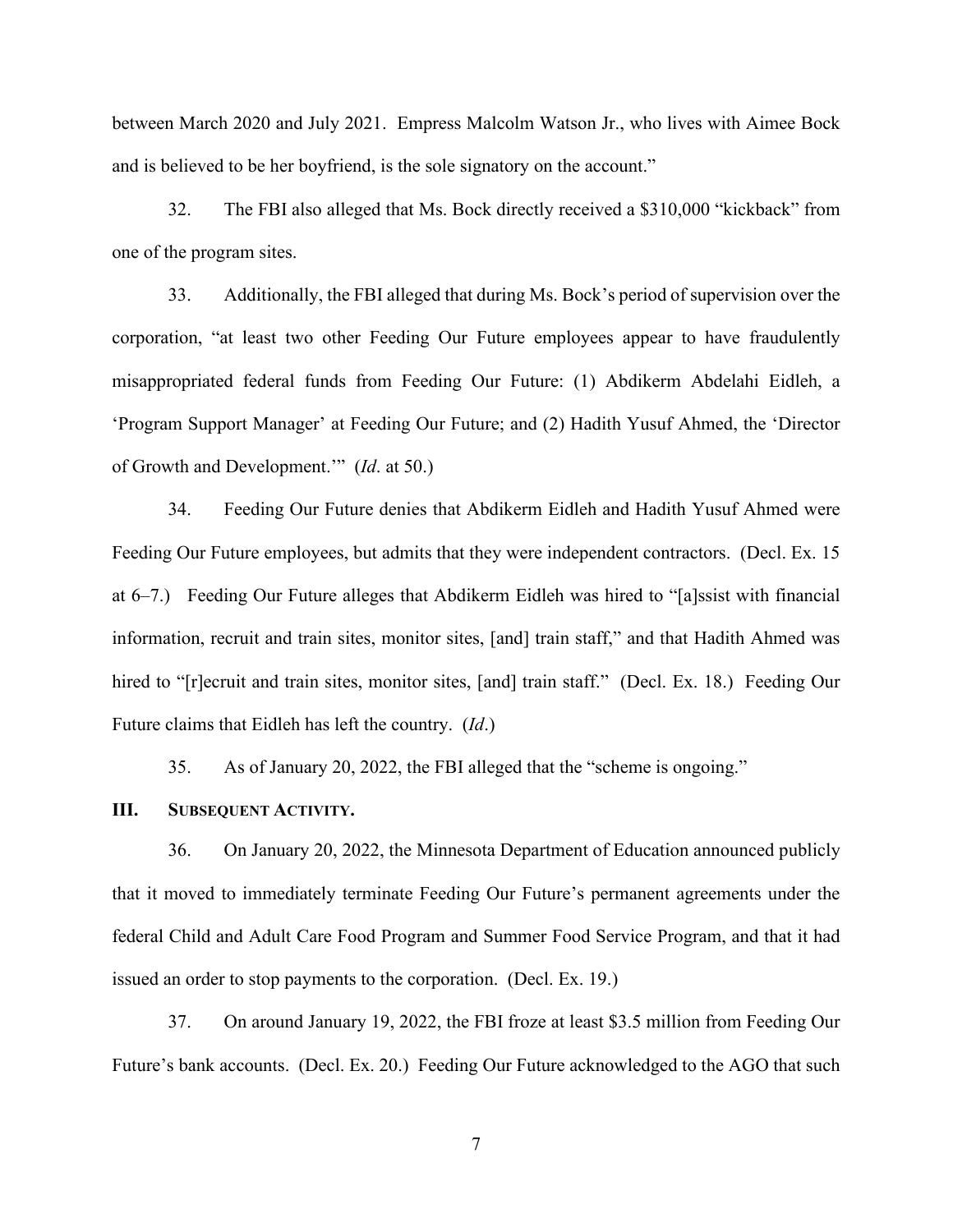between March 2020 and July 2021. Empress Malcolm Watson Jr., who lives with Aimee Bock and is believed to be her boyfriend, is the sole signatory on the account."

32. The FBI also alleged that Ms. Bock directly received a $310,000 "kickback" from one of the program sites.

33. Additionally, the FBI alleged that during Ms. Bock's period of supervision over the corporation, "at least two other Feeding Our Future employees appear to have fraudulently misappropriated federal funds from Feeding Our Future: (1) Abdikerm Abdelahi Eidleh, a 'Program Support Manager' at Feeding Our Future; and (2) Hadith Yusuf Ahmed, the 'Director of Growth and Development.'" (*Id*. at 50.)

34. Feeding Our Future denies that Abdikerm Eidleh and Hadith Yusuf Ahmed were Feeding Our Future employees, but admits that they were independent contractors. (Decl. Ex. 15 at 6–7.) Feeding Our Future alleges that Abdikerm Eidleh was hired to "[a]ssist with financial information, recruit and train sites, monitor sites, [and] train staff," and that Hadith Ahmed was hired to "[r]ecruit and train sites, monitor sites, [and] train staff." (Decl. Ex. 18.) Feeding Our Future claims that Eidleh has left the country. (*Id*.)

35. As of January 20, 2022, the FBI alleged that the "scheme is ongoing."

## III. Subsequent Activity.

36. On January 20, 2022, the Minnesota Department of Education announced publicly that it moved to immediately terminate Feeding Our Future's permanent agreements under the federal Child and Adult Care Food Program and Summer Food Service Program, and that it had issued an order to stop payments to the corporation. (Decl. Ex. 19.)

37. On around January 19, 2022, the FBI froze at least $3.5 million from Feeding Our Future's bank accounts. (Decl. Ex. 20.) Feeding Our Future acknowledged to the AGO that such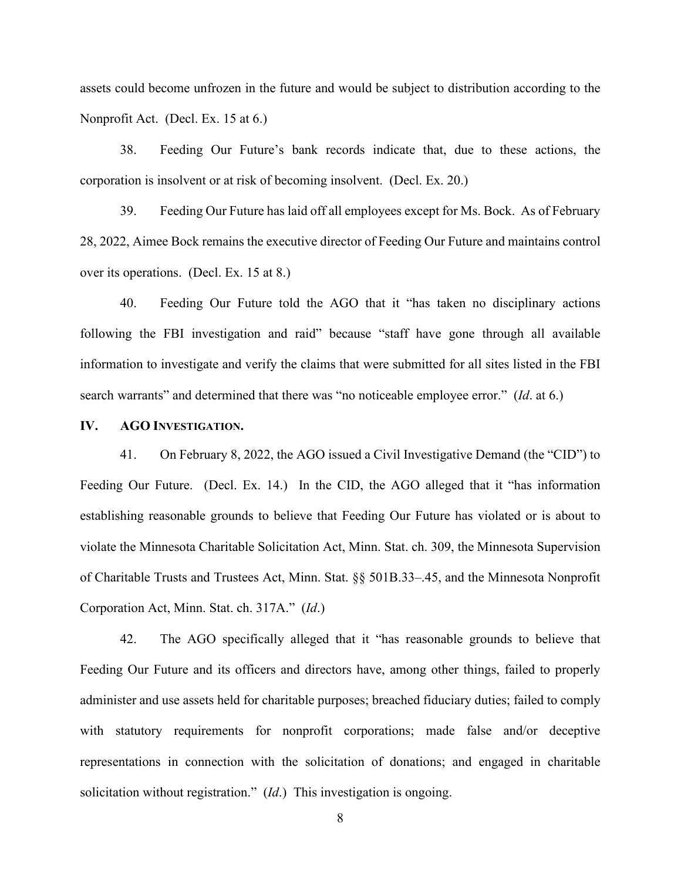assets could become unfrozen in the future and would be subject to distribution according to the Nonprofit Act. (Decl. Ex. 15 at 6.)

38. Feeding Our Future's bank records indicate that, due to these actions, the corporation is insolvent or at risk of becoming insolvent. (Decl. Ex. 20.)

39. Feeding Our Future has laid off all employees except for Ms. Bock. As of February 28, 2022, Aimee Bock remains the executive director of Feeding Our Future and maintains control over its operations. (Decl. Ex. 15 at 8.)

40. Feeding Our Future told the AGO that it "has taken no disciplinary actions following the FBI investigation and raid" because "staff have gone through all available information to investigate and verify the claims that were submitted for all sites listed in the FBI search warrants" and determined that there was "no noticeable employee error." (*Id*. at 6.)

## IV. AGO Investigation.

41. On February 8, 2022, the AGO issued a Civil Investigative Demand (the "CID") to Feeding Our Future. (Decl. Ex. 14.) In the CID, the AGO alleged that it "has information establishing reasonable grounds to believe that Feeding Our Future has violated or is about to violate the Minnesota Charitable Solicitation Act, Minn. Stat. ch. 309, the Minnesota Supervision of Charitable Trusts and Trustees Act, Minn. Stat. §§ 501B.33–.45, and the Minnesota Nonprofit Corporation Act, Minn. Stat. ch. 317A." (*Id*.)

42. The AGO specifically alleged that it "has reasonable grounds to believe that Feeding Our Future and its officers and directors have, among other things, failed to properly administer and use assets held for charitable purposes; breached fiduciary duties; failed to comply with statutory requirements for nonprofit corporations; made false and/or deceptive representations in connection with the solicitation of donations; and engaged in charitable solicitation without registration." (*Id*.) This investigation is ongoing.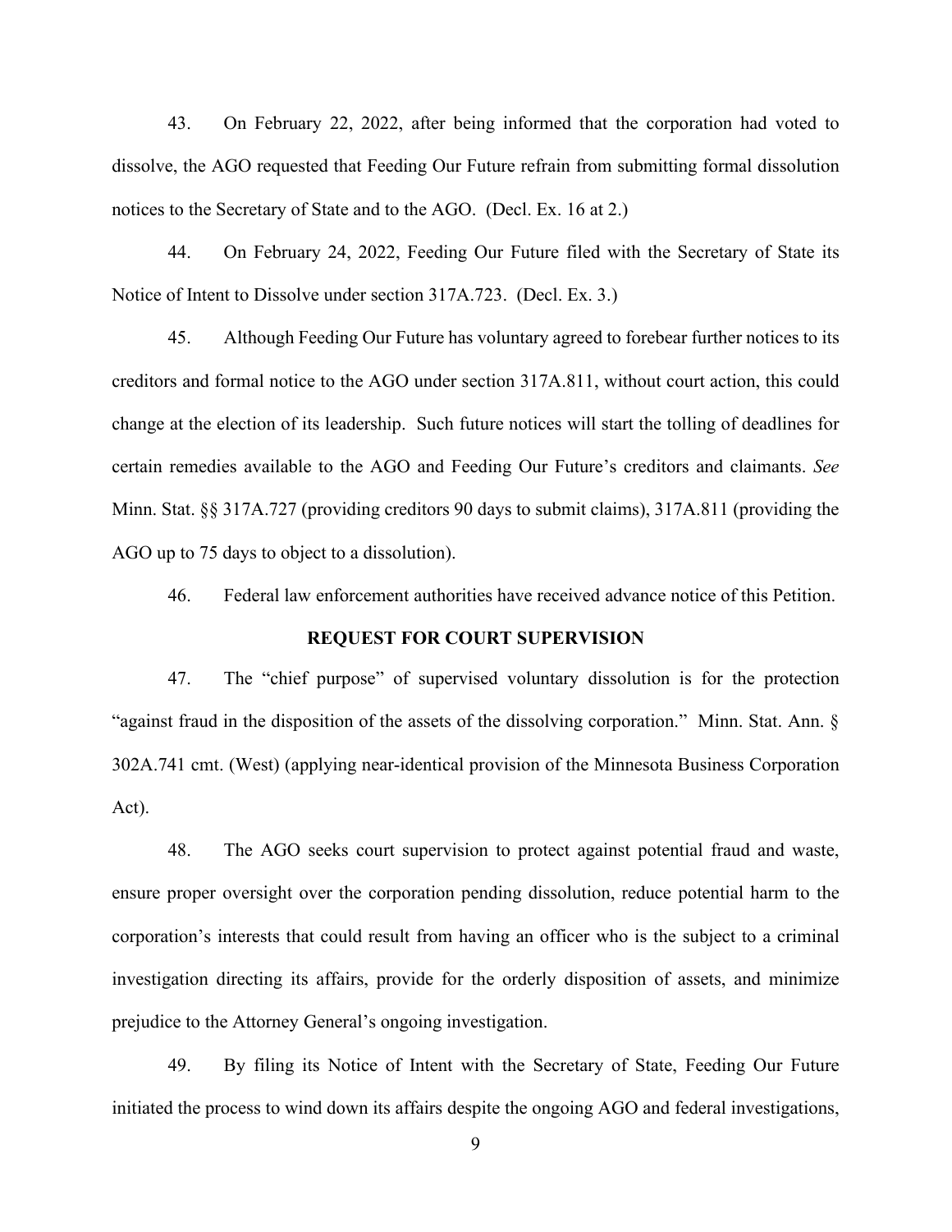43. On February 22, 2022, after being informed that the corporation had voted to dissolve, the AGO requested that Feeding Our Future refrain from submitting formal dissolution notices to the Secretary of State and to the AGO. (Decl. Ex. 16 at 2.)

44. On February 24, 2022, Feeding Our Future filed with the Secretary of State its Notice of Intent to Dissolve under section 317A.723. (Decl. Ex. 3.)

45. Although Feeding Our Future has voluntary agreed to forebear further notices to its creditors and formal notice to the AGO under section 317A.811, without court action, this could change at the election of its leadership. Such future notices will start the tolling of deadlines for certain remedies available to the AGO and Feeding Our Future's creditors and claimants. *See* Minn. Stat. §§ 317A.727 (providing creditors 90 days to submit claims), 317A.811 (providing the AGO up to 75 days to object to a dissolution).

46. Federal law enforcement authorities have received advance notice of this Petition.

## REQUEST FOR COURT SUPERVISION

47. The "chief purpose" of supervised voluntary dissolution is for the protection "against fraud in the disposition of the assets of the dissolving corporation." Minn. Stat. Ann. § 302A.741 cmt. (West) (applying near-identical provision of the Minnesota Business Corporation Act).

48. The AGO seeks court supervision to protect against potential fraud and waste, ensure proper oversight over the corporation pending dissolution, reduce potential harm to the corporation's interests that could result from having an officer who is the subject to a criminal investigation directing its affairs, provide for the orderly disposition of assets, and minimize prejudice to the Attorney General's ongoing investigation.

49. By filing its Notice of Intent with the Secretary of State, Feeding Our Future initiated the process to wind down its affairs despite the ongoing AGO and federal investigations,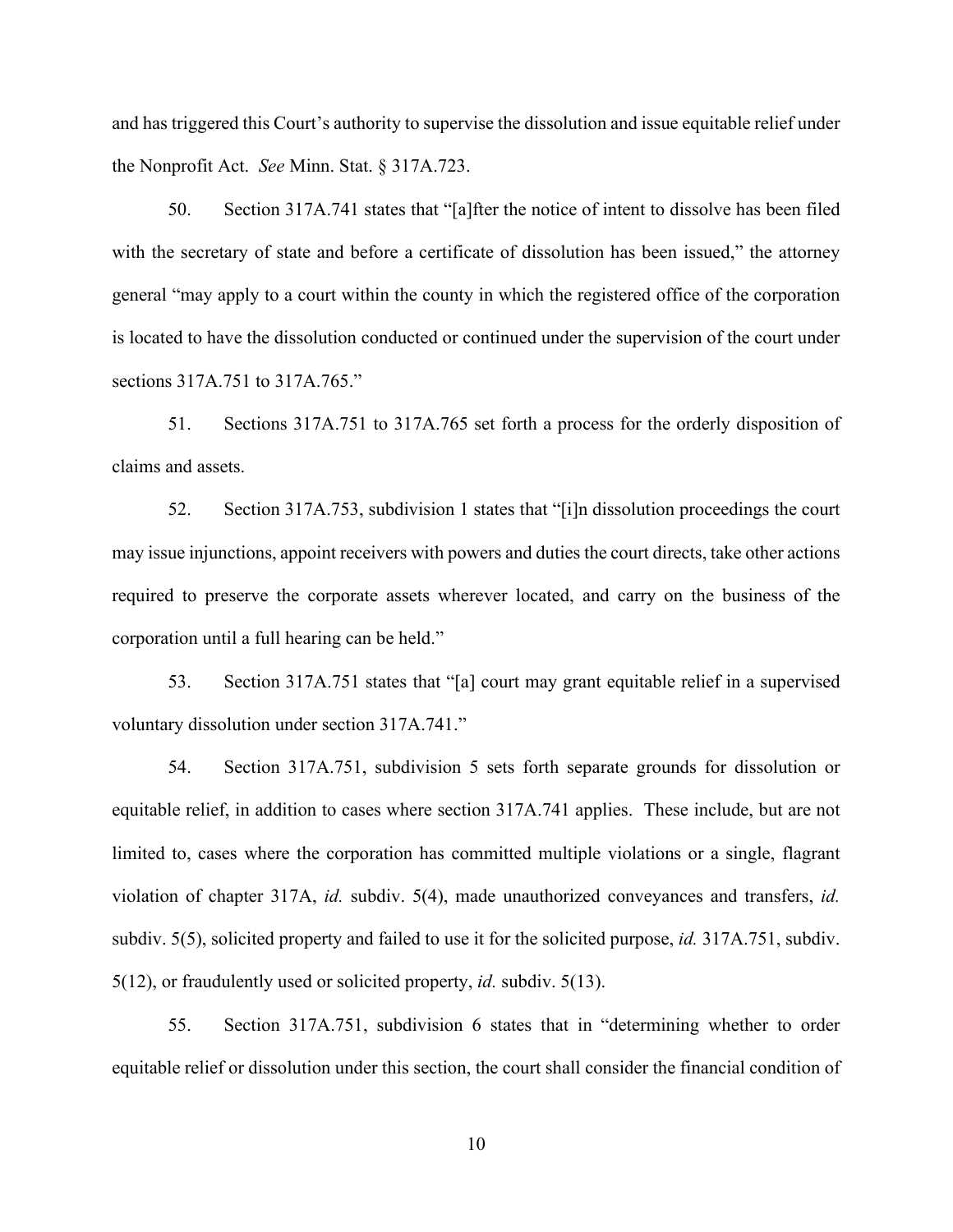and has triggered this Court's authority to supervise the dissolution and issue equitable relief under the Nonprofit Act. *See* Minn. Stat. § 317A.723.

50. Section 317A.741 states that "[a]fter the notice of intent to dissolve has been filed with the secretary of state and before a certificate of dissolution has been issued," the attorney general "may apply to a court within the county in which the registered office of the corporation is located to have the dissolution conducted or continued under the supervision of the court under sections 317A.751 to 317A.765."

51. Sections 317A.751 to 317A.765 set forth a process for the orderly disposition of claims and assets.

52. Section 317A.753, subdivision 1 states that "[i]n dissolution proceedings the court may issue injunctions, appoint receivers with powers and duties the court directs, take other actions required to preserve the corporate assets wherever located, and carry on the business of the corporation until a full hearing can be held."

53. Section 317A.751 states that "[a] court may grant equitable relief in a supervised voluntary dissolution under section 317A.741."

54. Section 317A.751, subdivision 5 sets forth separate grounds for dissolution or equitable relief, in addition to cases where section 317A.741 applies. These include, but are not limited to, cases where the corporation has committed multiple violations or a single, flagrant violation of chapter 317A, *id.* subdiv. 5(4), made unauthorized conveyances and transfers, *id.* subdiv. 5(5), solicited property and failed to use it for the solicited purpose, *id.* 317A.751, subdiv. 5(12), or fraudulently used or solicited property, *id.* subdiv. 5(13).

55. Section 317A.751, subdivision 6 states that in "determining whether to order equitable relief or dissolution under this section, the court shall consider the financial condition of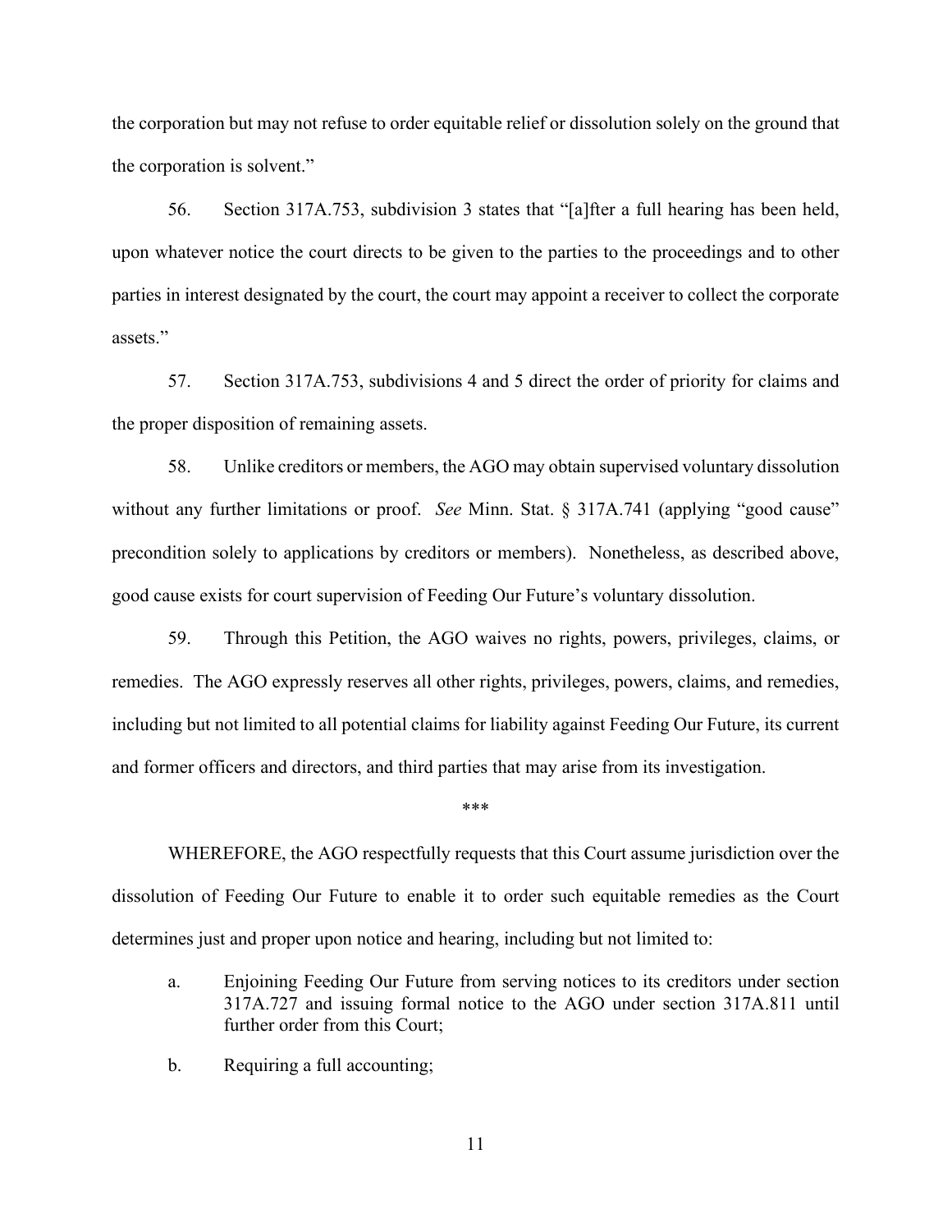the corporation but may not refuse to order equitable relief or dissolution solely on the ground that the corporation is solvent."

56. Section 317A.753, subdivision 3 states that "[a]fter a full hearing has been held, upon whatever notice the court directs to be given to the parties to the proceedings and to other parties in interest designated by the court, the court may appoint a receiver to collect the corporate assets."

57. Section 317A.753, subdivisions 4 and 5 direct the order of priority for claims and the proper disposition of remaining assets.

58. Unlike creditors or members, the AGO may obtain supervised voluntary dissolution without any further limitations or proof. *See* Minn. Stat. § 317A.741 (applying "good cause" precondition solely to applications by creditors or members). Nonetheless, as described above, good cause exists for court supervision of Feeding Our Future's voluntary dissolution.

59. Through this Petition, the AGO waives no rights, powers, privileges, claims, or remedies. The AGO expressly reserves all other rights, privileges, powers, claims, and remedies, including but not limited to all potential claims for liability against Feeding Our Future, its current and former officers and directors, and third parties that may arise from its investigation.

***

WHEREFORE, the AGO respectfully requests that this Court assume jurisdiction over the dissolution of Feeding Our Future to enable it to order such equitable remedies as the Court determines just and proper upon notice and hearing, including but not limited to:

a. Enjoining Feeding Our Future from serving notices to its creditors under section 317A.727 and issuing formal notice to the AGO under section 317A.811 until further order from this Court;

b. Requiring a full accounting;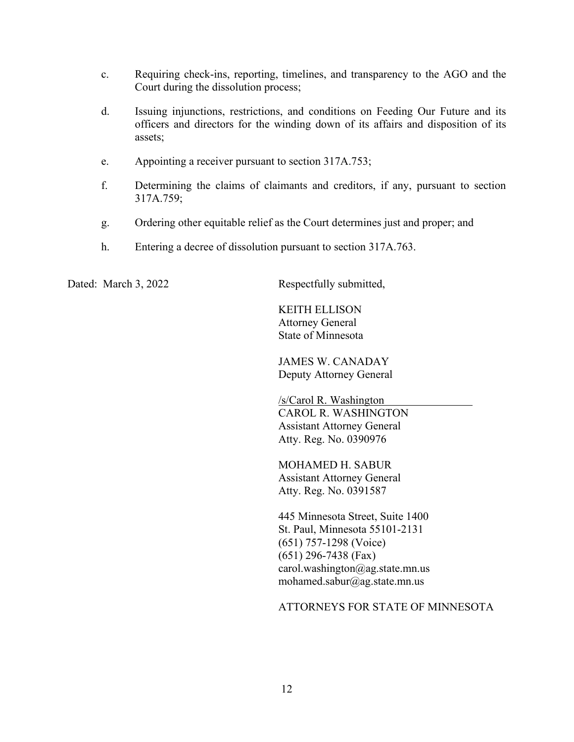c. Requiring check-ins, reporting, timelines, and transparency to the AGO and the Court during the dissolution process;

d. Issuing injunctions, restrictions, and conditions on Feeding Our Future and its officers and directors for the winding down of its affairs and disposition of its assets;

e. Appointing a receiver pursuant to section 317A.753;

f. Determining the claims of claimants and creditors, if any, pursuant to section 317A.759;

g. Ordering other equitable relief as the Court determines just and proper; and

h. Entering a decree of dissolution pursuant to section 317A.763.

Dated: March 3, 2022

Respectfully submitted,

KEITH ELLISON
Attorney General
State of Minnesota

JAMES W. CANADAY
Deputy Attorney General

/s/Carol R. Washington
CAROL R. WASHINGTON
Assistant Attorney General
Atty. Reg. No. 0390976

MOHAMED H. SABUR
Assistant Attorney General
Atty. Reg. No. 0391587

445 Minnesota Street, Suite 1400
St. Paul, Minnesota 55101-2131
(651) 757-1298 (Voice)
(651) 296-7438 (Fax)
carol.washington@ag.state.mn.us
mohamed.sabur@ag.state.mn.us

ATTORNEYS FOR STATE OF MINNESOTA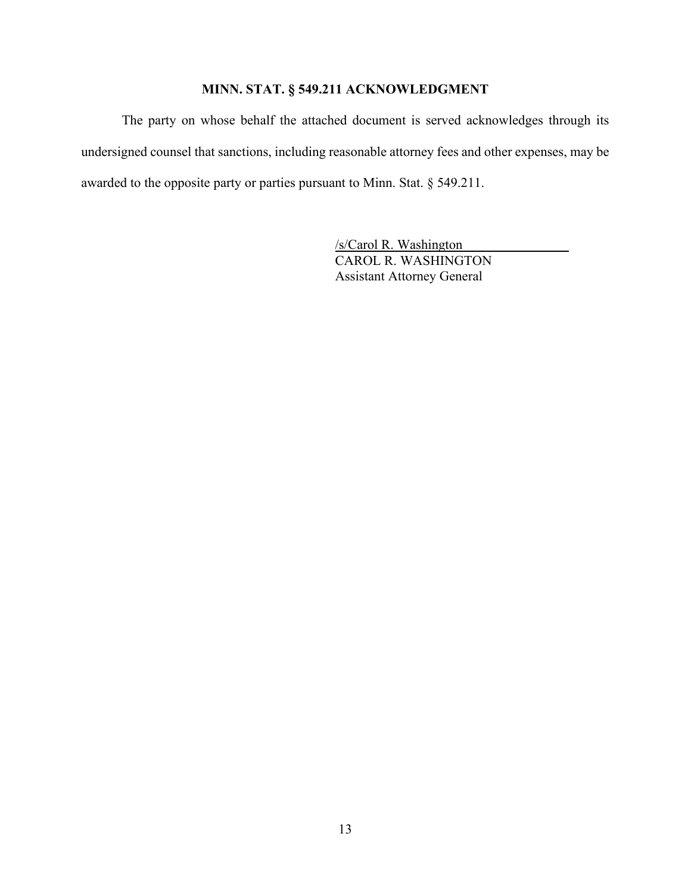**MINN. STAT. § 549.211 ACKNOWLEDGMENT**

The party on whose behalf the attached document is served acknowledges through its undersigned counsel that sanctions, including reasonable attorney fees and other expenses, may be awarded to the opposite party or parties pursuant to Minn. Stat. § 549.211.

/s/Carol R. Washington  
CAROL R. WASHINGTON  
Assistant Attorney General